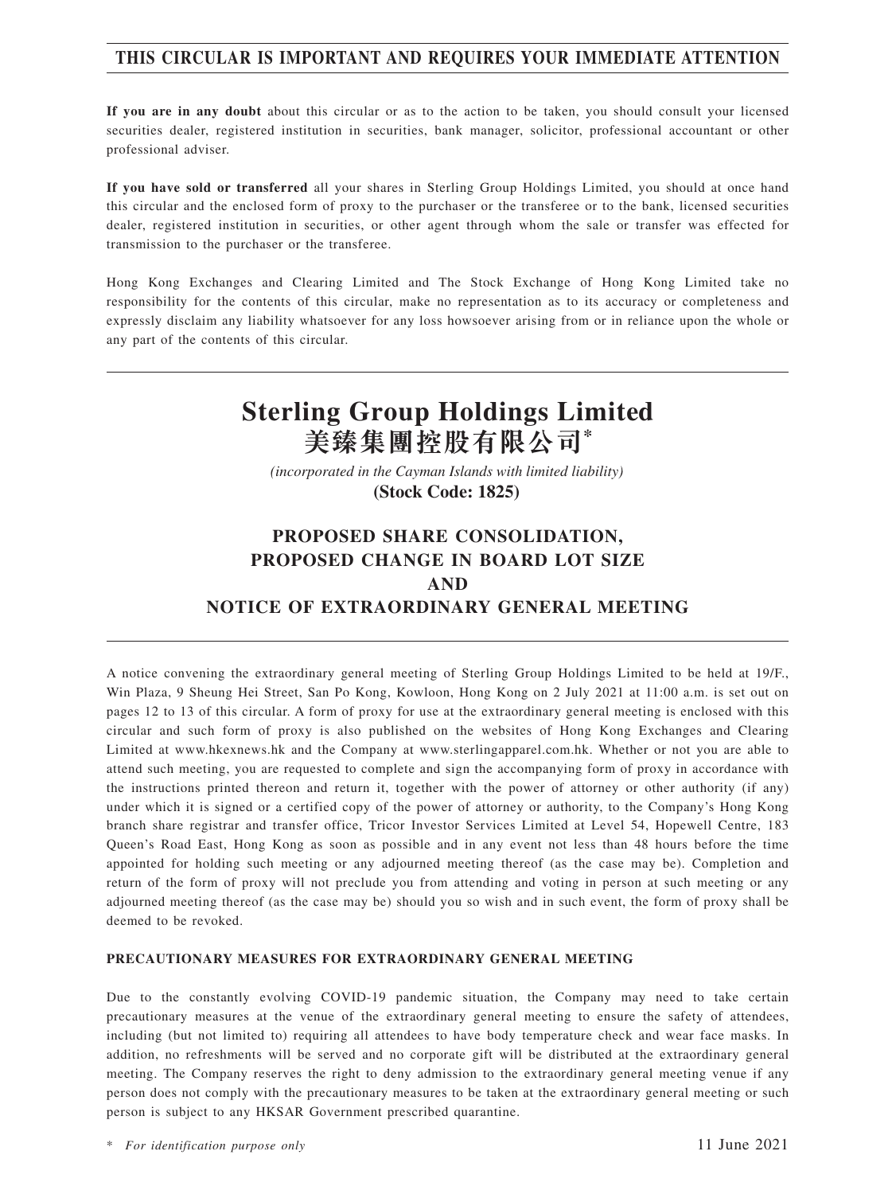**THIS CIRCULAR IS IMPORTANT AND REQUIRES YOUR IMMEDIATE ATTENTION**

**If you are in any doubt** about this circular or as to the action to be taken, you should consult your licensed securities dealer, registered institution in securities, bank manager, solicitor, professional accountant or other professional adviser.

**If you have sold or transferred** all your shares in Sterling Group Holdings Limited, you should at once hand this circular and the enclosed form of proxy to the purchaser or the transferee or to the bank, licensed securities dealer, registered institution in securities, or other agent through whom the sale or transfer was effected for transmission to the purchaser or the transferee.

Hong Kong Exchanges and Clearing Limited and The Stock Exchange of Hong Kong Limited take no responsibility for the contents of this circular, make no representation as to its accuracy or completeness and expressly disclaim any liability whatsoever for any loss howsoever arising from or in reliance upon the whole or any part of the contents of this circular.

# Sterling Group Holdings Limited
# 美臻集團控股有限公司*

*(incorporated in the Cayman Islands with limited liability)*

**(Stock Code: 1825)**

## PROPOSED SHARE CONSOLIDATION, PROPOSED CHANGE IN BOARD LOT SIZE AND NOTICE OF EXTRAORDINARY GENERAL MEETING

A notice convening the extraordinary general meeting of Sterling Group Holdings Limited to be held at 19/F., Win Plaza, 9 Sheung Hei Street, San Po Kong, Kowloon, Hong Kong on 2 July 2021 at 11:00 a.m. is set out on pages 12 to 13 of this circular. A form of proxy for use at the extraordinary general meeting is enclosed with this circular and such form of proxy is also published on the websites of Hong Kong Exchanges and Clearing Limited at www.hkexnews.hk and the Company at www.sterlingapparel.com.hk. Whether or not you are able to attend such meeting, you are requested to complete and sign the accompanying form of proxy in accordance with the instructions printed thereon and return it, together with the power of attorney or other authority (if any) under which it is signed or a certified copy of the power of attorney or authority, to the Company's Hong Kong branch share registrar and transfer office, Tricor Investor Services Limited at Level 54, Hopewell Centre, 183 Queen's Road East, Hong Kong as soon as possible and in any event not less than 48 hours before the time appointed for holding such meeting or any adjourned meeting thereof (as the case may be). Completion and return of the form of proxy will not preclude you from attending and voting in person at such meeting or any adjourned meeting thereof (as the case may be) should you so wish and in such event, the form of proxy shall be deemed to be revoked.

**PRECAUTIONARY MEASURES FOR EXTRAORDINARY GENERAL MEETING**

Due to the constantly evolving COVID-19 pandemic situation, the Company may need to take certain precautionary measures at the venue of the extraordinary general meeting to ensure the safety of attendees, including (but not limited to) requiring all attendees to have body temperature check and wear face masks. In addition, no refreshments will be served and no corporate gift will be distributed at the extraordinary general meeting. The Company reserves the right to deny admission to the extraordinary general meeting venue if any person does not comply with the precautionary measures to be taken at the extraordinary general meeting or such person is subject to any HKSAR Government prescribed quarantine.

\* *For identification purpose only*

11 June 2021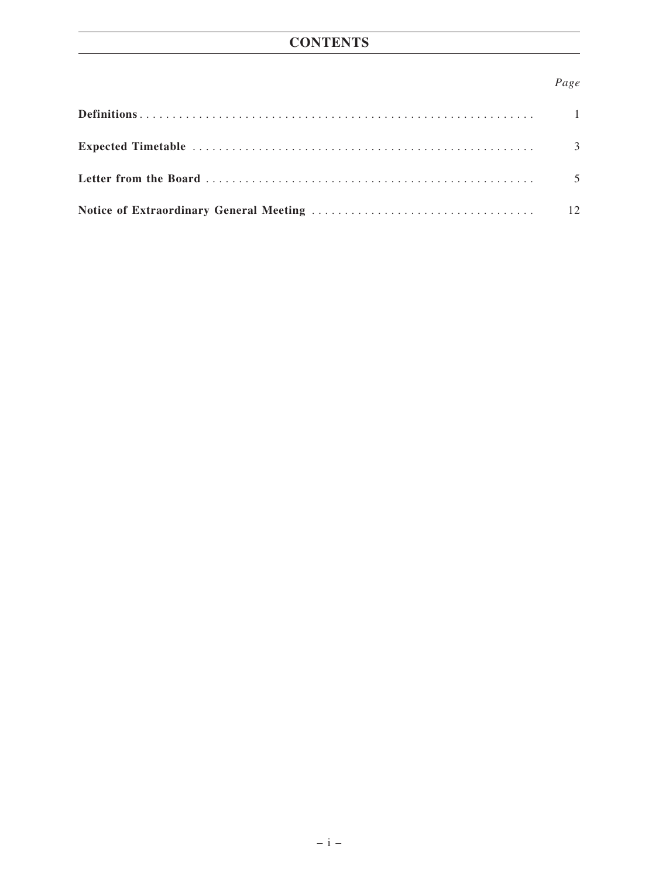# CONTENTS

| | *Page* |
|---|---|
| **Definitions** | 1 |
| **Expected Timetable** | 3 |
| **Letter from the Board** | 5 |
| **Notice of Extraordinary General Meeting** | 12 |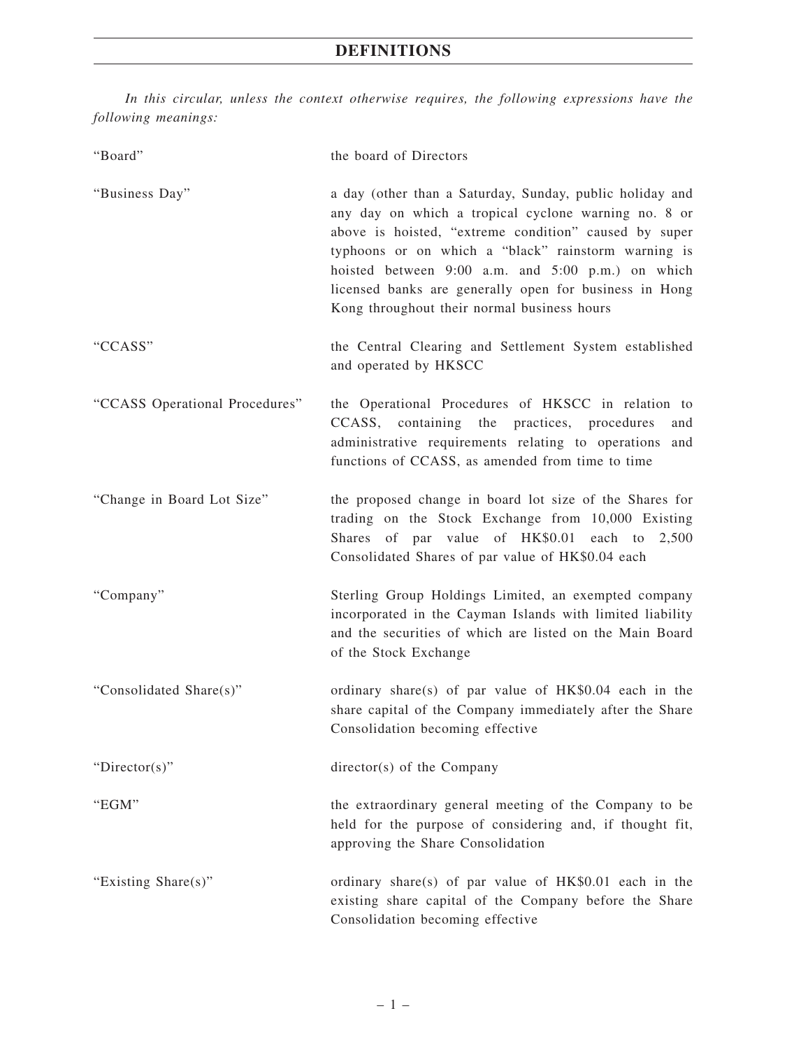# DEFINITIONS

*In this circular, unless the context otherwise requires, the following expressions have the following meanings:*

| | |
|---|---|
| "Board" | the board of Directors |
| "Business Day" | a day (other than a Saturday, Sunday, public holiday and any day on which a tropical cyclone warning no. 8 or above is hoisted, "extreme condition" caused by super typhoons or on which a "black" rainstorm warning is hoisted between 9:00 a.m. and 5:00 p.m.) on which licensed banks are generally open for business in Hong Kong throughout their normal business hours |
| "CCASS" | the Central Clearing and Settlement System established and operated by HKSCC |
| "CCASS Operational Procedures" | the Operational Procedures of HKSCC in relation to CCASS, containing the practices, procedures and administrative requirements relating to operations and functions of CCASS, as amended from time to time |
| "Change in Board Lot Size" | the proposed change in board lot size of the Shares for trading on the Stock Exchange from 10,000 Existing Shares of par value of HK$0.01 each to 2,500 Consolidated Shares of par value of HK$0.04 each |
| "Company" | Sterling Group Holdings Limited, an exempted company incorporated in the Cayman Islands with limited liability and the securities of which are listed on the Main Board of the Stock Exchange |
| "Consolidated Share(s)" | ordinary share(s) of par value of HK$0.04 each in the share capital of the Company immediately after the Share Consolidation becoming effective |
| "Director(s)" | director(s) of the Company |
| "EGM" | the extraordinary general meeting of the Company to be held for the purpose of considering and, if thought fit, approving the Share Consolidation |
| "Existing Share(s)" | ordinary share(s) of par value of HK$0.01 each in the existing share capital of the Company before the Share Consolidation becoming effective |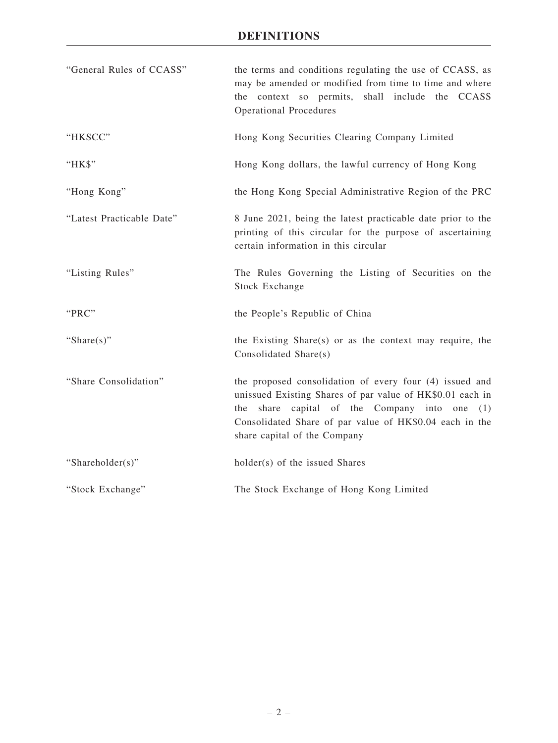# DEFINITIONS

| | |
|---|---|
| "General Rules of CCASS" | the terms and conditions regulating the use of CCASS, as may be amended or modified from time to time and where the context so permits, shall include the CCASS Operational Procedures |
| "HKSCC" | Hong Kong Securities Clearing Company Limited |
| "HK$" | Hong Kong dollars, the lawful currency of Hong Kong |
| "Hong Kong" | the Hong Kong Special Administrative Region of the PRC |
| "Latest Practicable Date" | 8 June 2021, being the latest practicable date prior to the printing of this circular for the purpose of ascertaining certain information in this circular |
| "Listing Rules" | The Rules Governing the Listing of Securities on the Stock Exchange |
| "PRC" | the People's Republic of China |
| "Share(s)" | the Existing Share(s) or as the context may require, the Consolidated Share(s) |
| "Share Consolidation" | the proposed consolidation of every four (4) issued and unissued Existing Shares of par value of HK$0.01 each in the share capital of the Company into one (1) Consolidated Share of par value of HK$0.04 each in the share capital of the Company |
| "Shareholder(s)" | holder(s) of the issued Shares |
| "Stock Exchange" | The Stock Exchange of Hong Kong Limited |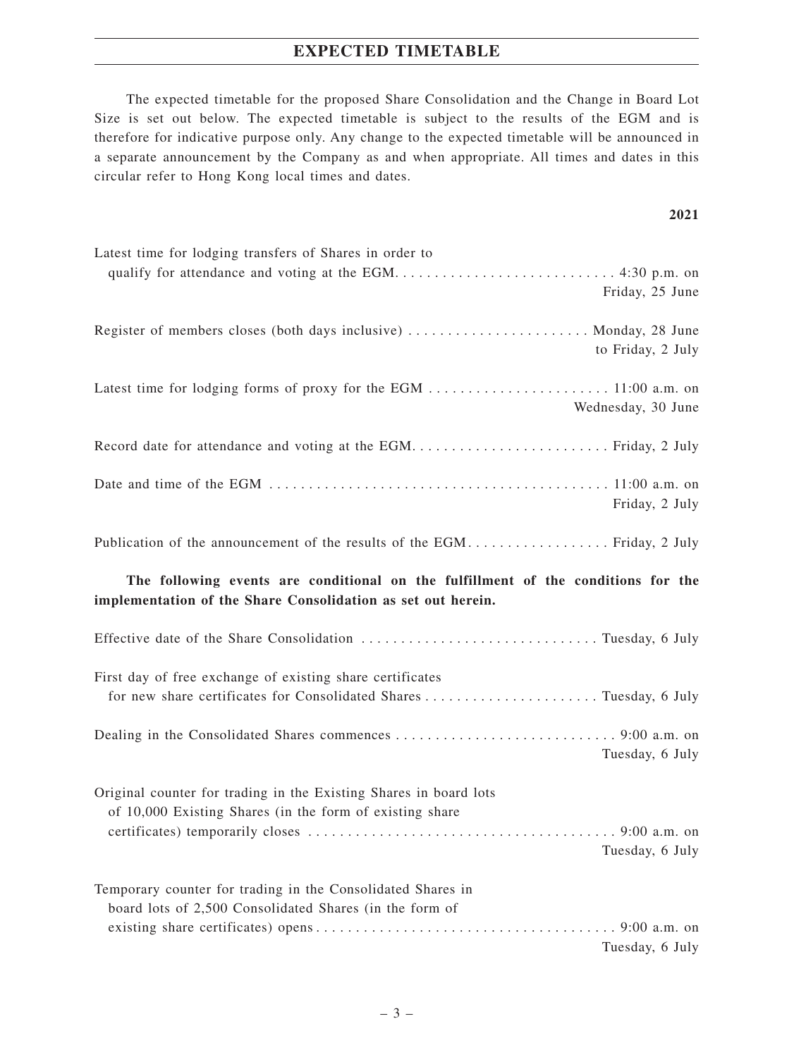# EXPECTED TIMETABLE

The expected timetable for the proposed Share Consolidation and the Change in Board Lot Size is set out below. The expected timetable is subject to the results of the EGM and is therefore for indicative purpose only. Any change to the expected timetable will be announced in a separate announcement by the Company as and when appropriate. All times and dates in this circular refer to Hong Kong local times and dates.

| | 2021 |
|---|---|
| Latest time for lodging transfers of Shares in order to qualify for attendance and voting at the EGM | 4:30 p.m. on Friday, 25 June |
| Register of members closes (both days inclusive) | Monday, 28 June to Friday, 2 July |
| Latest time for lodging forms of proxy for the EGM | 11:00 a.m. on Wednesday, 30 June |
| Record date for attendance and voting at the EGM | Friday, 2 July |
| Date and time of the EGM | 11:00 a.m. on Friday, 2 July |
| Publication of the announcement of the results of the EGM | Friday, 2 July |

**The following events are conditional on the fulfillment of the conditions for the implementation of the Share Consolidation as set out herein.**

| | |
|---|---|
| Effective date of the Share Consolidation | Tuesday, 6 July |
| First day of free exchange of existing share certificates for new share certificates for Consolidated Shares | Tuesday, 6 July |
| Dealing in the Consolidated Shares commences | 9:00 a.m. on Tuesday, 6 July |
| Original counter for trading in the Existing Shares in board lots of 10,000 Existing Shares (in the form of existing share certificates) temporarily closes | 9:00 a.m. on Tuesday, 6 July |
| Temporary counter for trading in the Consolidated Shares in board lots of 2,500 Consolidated Shares (in the form of existing share certificates) opens | 9:00 a.m. on Tuesday, 6 July |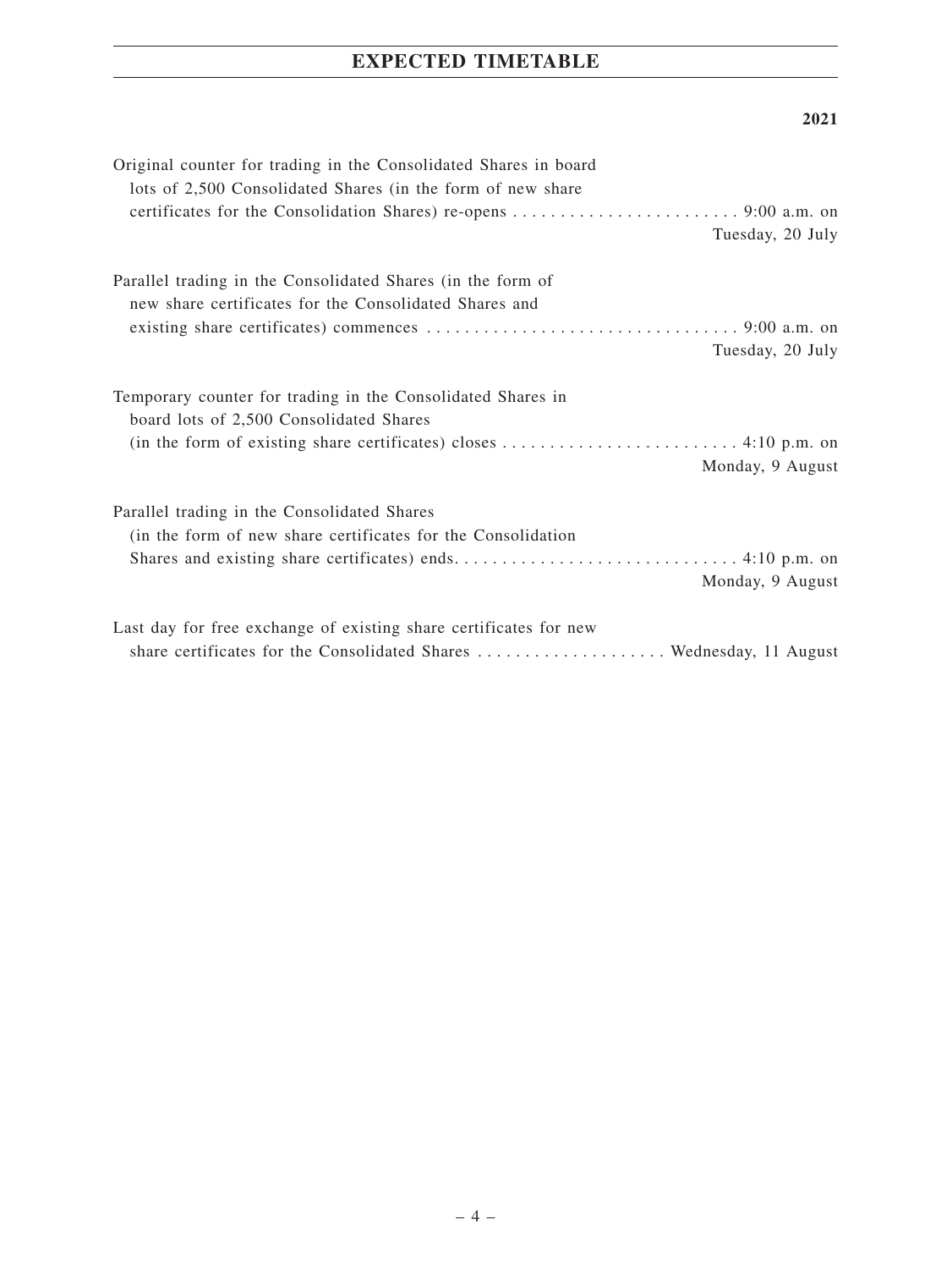# EXPECTED TIMETABLE

| | 2021 |
|---|---|
| Original counter for trading in the Consolidated Shares in board lots of 2,500 Consolidated Shares (in the form of new share certificates for the Consolidation Shares) re-opens | 9:00 a.m. on Tuesday, 20 July |
| Parallel trading in the Consolidated Shares (in the form of new share certificates for the Consolidated Shares and existing share certificates) commences | 9:00 a.m. on Tuesday, 20 July |
| Temporary counter for trading in the Consolidated Shares in board lots of 2,500 Consolidated Shares (in the form of existing share certificates) closes | 4:10 p.m. on Monday, 9 August |
| Parallel trading in the Consolidated Shares (in the form of new share certificates for the Consolidation Shares and existing share certificates) ends | 4:10 p.m. on Monday, 9 August |
| Last day for free exchange of existing share certificates for new share certificates for the Consolidated Shares | Wednesday, 11 August |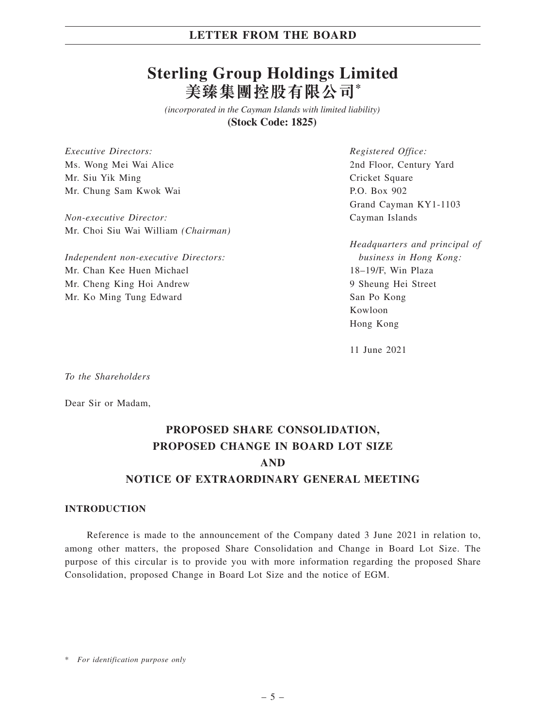# Sterling Group Holdings Limited
# 美臻集團控股有限公司*

*(incorporated in the Cayman Islands with limited liability)*
**(Stock Code: 1825)**

*Executive Directors:*
Ms. Wong Mei Wai Alice
Mr. Siu Yik Ming
Mr. Chung Sam Kwok Wai

*Non-executive Director:*
Mr. Choi Siu Wai William *(Chairman)*

*Independent non-executive Directors:*
Mr. Chan Kee Huen Michael
Mr. Cheng King Hoi Andrew
Mr. Ko Ming Tung Edward

*Registered Office:*
2nd Floor, Century Yard
Cricket Square
P.O. Box 902
Grand Cayman KY1-1103
Cayman Islands

*Headquarters and principal of business in Hong Kong:*
18–19/F, Win Plaza
9 Sheung Hei Street
San Po Kong
Kowloon
Hong Kong

11 June 2021

*To the Shareholders*

Dear Sir or Madam,

## PROPOSED SHARE CONSOLIDATION, PROPOSED CHANGE IN BOARD LOT SIZE AND NOTICE OF EXTRAORDINARY GENERAL MEETING

### INTRODUCTION

Reference is made to the announcement of the Company dated 3 June 2021 in relation to, among other matters, the proposed Share Consolidation and Change in Board Lot Size. The purpose of this circular is to provide you with more information regarding the proposed Share Consolidation, proposed Change in Board Lot Size and the notice of EGM.

\* *For identification purpose only*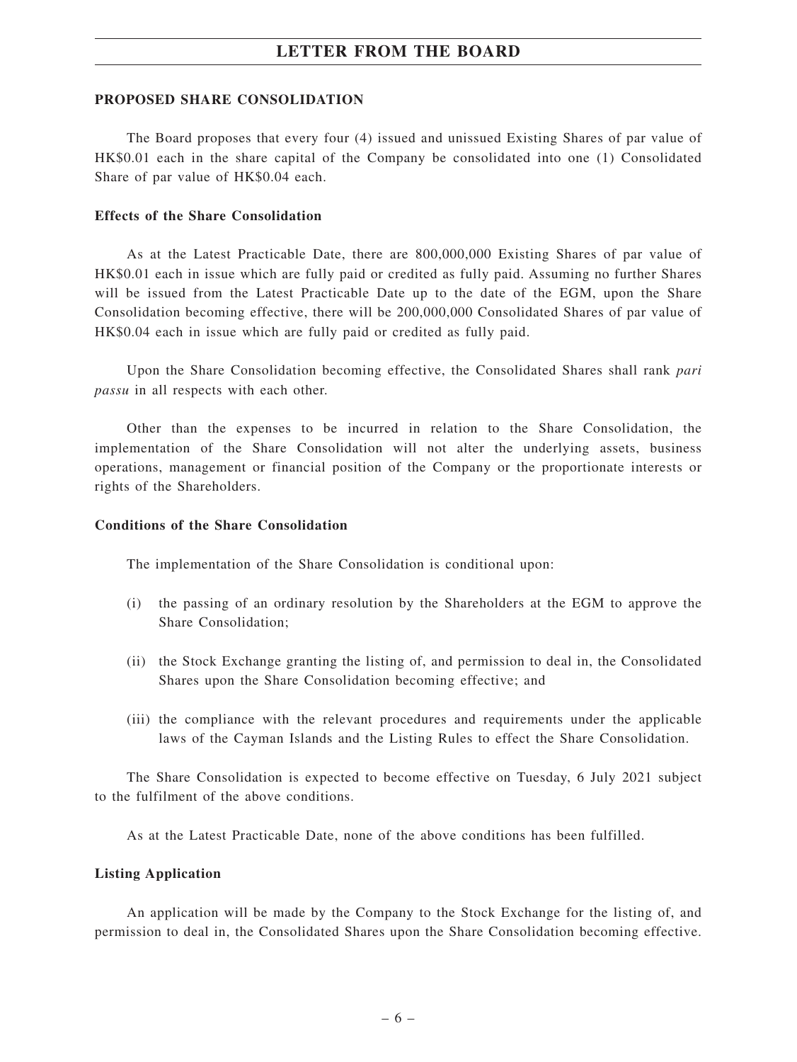## PROPOSED SHARE CONSOLIDATION

The Board proposes that every four (4) issued and unissued Existing Shares of par value of HK$0.01 each in the share capital of the Company be consolidated into one (1) Consolidated Share of par value of HK$0.04 each.

### Effects of the Share Consolidation

As at the Latest Practicable Date, there are 800,000,000 Existing Shares of par value of HK$0.01 each in issue which are fully paid or credited as fully paid. Assuming no further Shares will be issued from the Latest Practicable Date up to the date of the EGM, upon the Share Consolidation becoming effective, there will be 200,000,000 Consolidated Shares of par value of HK$0.04 each in issue which are fully paid or credited as fully paid.

Upon the Share Consolidation becoming effective, the Consolidated Shares shall rank *pari passu* in all respects with each other.

Other than the expenses to be incurred in relation to the Share Consolidation, the implementation of the Share Consolidation will not alter the underlying assets, business operations, management or financial position of the Company or the proportionate interests or rights of the Shareholders.

### Conditions of the Share Consolidation

The implementation of the Share Consolidation is conditional upon:

(i) the passing of an ordinary resolution by the Shareholders at the EGM to approve the Share Consolidation;

(ii) the Stock Exchange granting the listing of, and permission to deal in, the Consolidated Shares upon the Share Consolidation becoming effective; and

(iii) the compliance with the relevant procedures and requirements under the applicable laws of the Cayman Islands and the Listing Rules to effect the Share Consolidation.

The Share Consolidation is expected to become effective on Tuesday, 6 July 2021 subject to the fulfilment of the above conditions.

As at the Latest Practicable Date, none of the above conditions has been fulfilled.

### Listing Application

An application will be made by the Company to the Stock Exchange for the listing of, and permission to deal in, the Consolidated Shares upon the Share Consolidation becoming effective.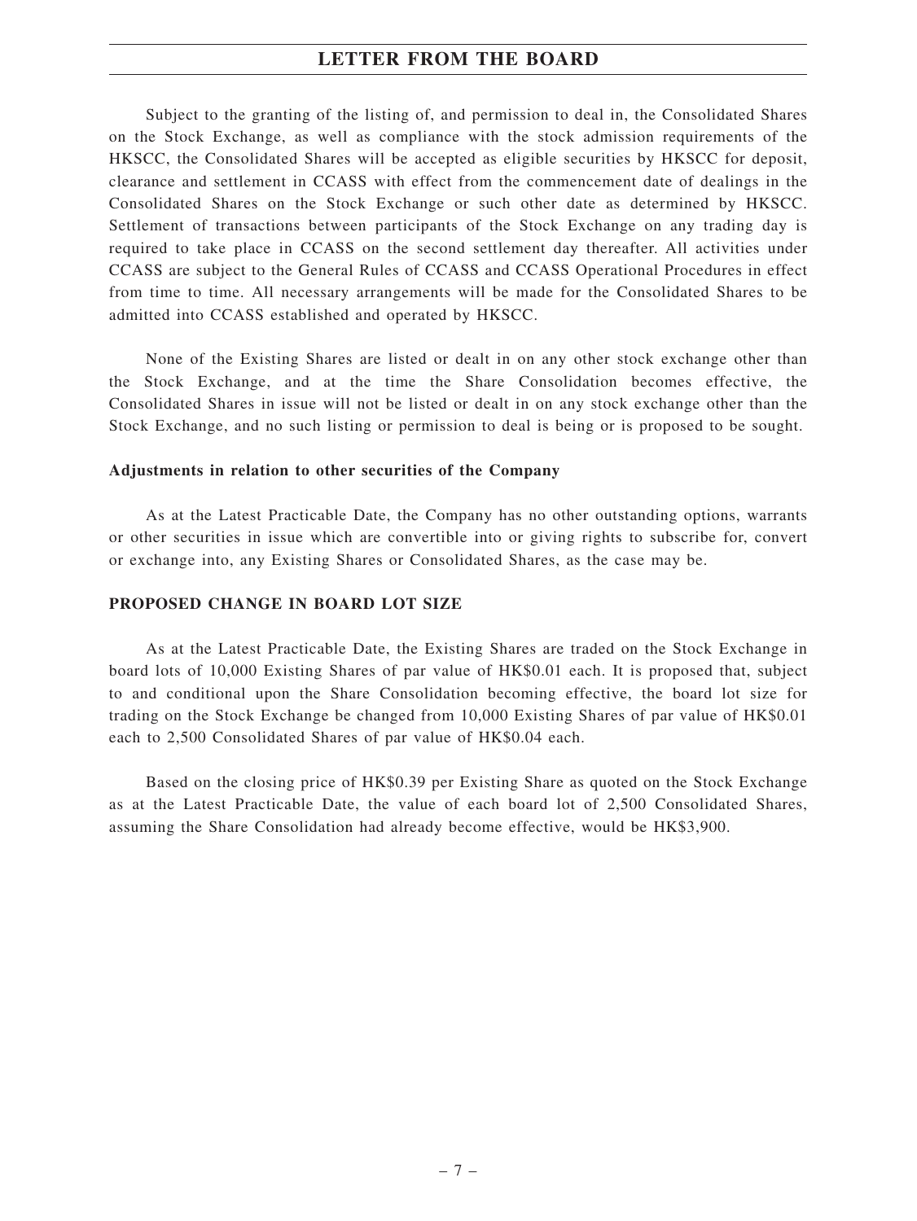Subject to the granting of the listing of, and permission to deal in, the Consolidated Shares on the Stock Exchange, as well as compliance with the stock admission requirements of the HKSCC, the Consolidated Shares will be accepted as eligible securities by HKSCC for deposit, clearance and settlement in CCASS with effect from the commencement date of dealings in the Consolidated Shares on the Stock Exchange or such other date as determined by HKSCC. Settlement of transactions between participants of the Stock Exchange on any trading day is required to take place in CCASS on the second settlement day thereafter. All activities under CCASS are subject to the General Rules of CCASS and CCASS Operational Procedures in effect from time to time. All necessary arrangements will be made for the Consolidated Shares to be admitted into CCASS established and operated by HKSCC.

None of the Existing Shares are listed or dealt in on any other stock exchange other than the Stock Exchange, and at the time the Share Consolidation becomes effective, the Consolidated Shares in issue will not be listed or dealt in on any stock exchange other than the Stock Exchange, and no such listing or permission to deal is being or is proposed to be sought.

**Adjustments in relation to other securities of the Company**

As at the Latest Practicable Date, the Company has no other outstanding options, warrants or other securities in issue which are convertible into or giving rights to subscribe for, convert or exchange into, any Existing Shares or Consolidated Shares, as the case may be.

## PROPOSED CHANGE IN BOARD LOT SIZE

As at the Latest Practicable Date, the Existing Shares are traded on the Stock Exchange in board lots of 10,000 Existing Shares of par value of HK$0.01 each. It is proposed that, subject to and conditional upon the Share Consolidation becoming effective, the board lot size for trading on the Stock Exchange be changed from 10,000 Existing Shares of par value of HK$0.01 each to 2,500 Consolidated Shares of par value of HK$0.04 each.

Based on the closing price of HK$0.39 per Existing Share as quoted on the Stock Exchange as at the Latest Practicable Date, the value of each board lot of 2,500 Consolidated Shares, assuming the Share Consolidation had already become effective, would be HK$3,900.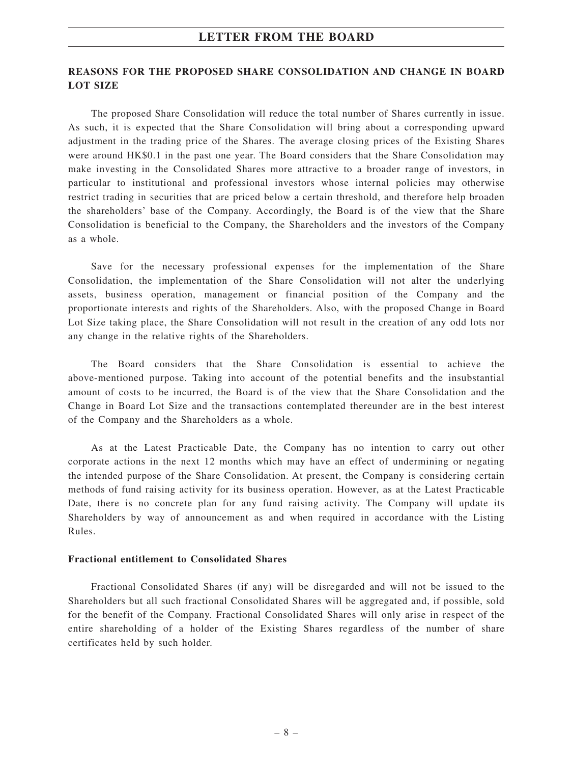## REASONS FOR THE PROPOSED SHARE CONSOLIDATION AND CHANGE IN BOARD LOT SIZE

The proposed Share Consolidation will reduce the total number of Shares currently in issue. As such, it is expected that the Share Consolidation will bring about a corresponding upward adjustment in the trading price of the Shares. The average closing prices of the Existing Shares were around HK$0.1 in the past one year. The Board considers that the Share Consolidation may make investing in the Consolidated Shares more attractive to a broader range of investors, in particular to institutional and professional investors whose internal policies may otherwise restrict trading in securities that are priced below a certain threshold, and therefore help broaden the shareholders' base of the Company. Accordingly, the Board is of the view that the Share Consolidation is beneficial to the Company, the Shareholders and the investors of the Company as a whole.

Save for the necessary professional expenses for the implementation of the Share Consolidation, the implementation of the Share Consolidation will not alter the underlying assets, business operation, management or financial position of the Company and the proportionate interests and rights of the Shareholders. Also, with the proposed Change in Board Lot Size taking place, the Share Consolidation will not result in the creation of any odd lots nor any change in the relative rights of the Shareholders.

The Board considers that the Share Consolidation is essential to achieve the above-mentioned purpose. Taking into account of the potential benefits and the insubstantial amount of costs to be incurred, the Board is of the view that the Share Consolidation and the Change in Board Lot Size and the transactions contemplated thereunder are in the best interest of the Company and the Shareholders as a whole.

As at the Latest Practicable Date, the Company has no intention to carry out other corporate actions in the next 12 months which may have an effect of undermining or negating the intended purpose of the Share Consolidation. At present, the Company is considering certain methods of fund raising activity for its business operation. However, as at the Latest Practicable Date, there is no concrete plan for any fund raising activity. The Company will update its Shareholders by way of announcement as and when required in accordance with the Listing Rules.

### Fractional entitlement to Consolidated Shares

Fractional Consolidated Shares (if any) will be disregarded and will not be issued to the Shareholders but all such fractional Consolidated Shares will be aggregated and, if possible, sold for the benefit of the Company. Fractional Consolidated Shares will only arise in respect of the entire shareholding of a holder of the Existing Shares regardless of the number of share certificates held by such holder.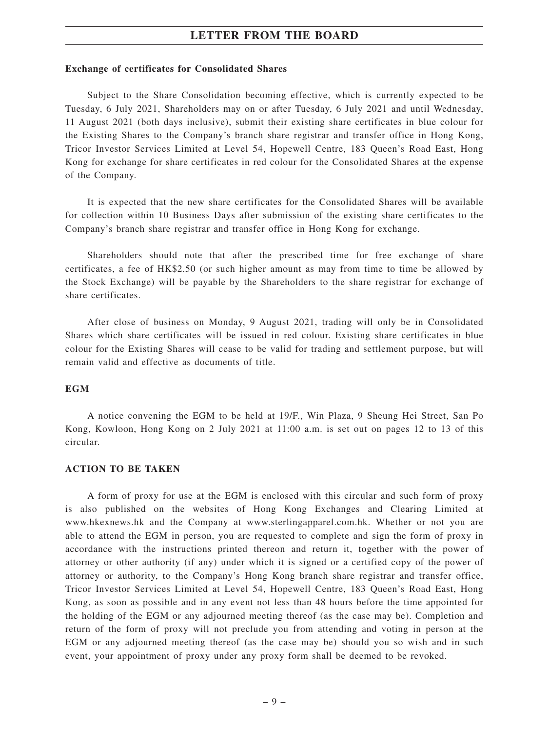**Exchange of certificates for Consolidated Shares**

Subject to the Share Consolidation becoming effective, which is currently expected to be Tuesday, 6 July 2021, Shareholders may on or after Tuesday, 6 July 2021 and until Wednesday, 11 August 2021 (both days inclusive), submit their existing share certificates in blue colour for the Existing Shares to the Company's branch share registrar and transfer office in Hong Kong, Tricor Investor Services Limited at Level 54, Hopewell Centre, 183 Queen's Road East, Hong Kong for exchange for share certificates in red colour for the Consolidated Shares at the expense of the Company.

It is expected that the new share certificates for the Consolidated Shares will be available for collection within 10 Business Days after submission of the existing share certificates to the Company's branch share registrar and transfer office in Hong Kong for exchange.

Shareholders should note that after the prescribed time for free exchange of share certificates, a fee of HK$2.50 (or such higher amount as may from time to time be allowed by the Stock Exchange) will be payable by the Shareholders to the share registrar for exchange of share certificates.

After close of business on Monday, 9 August 2021, trading will only be in Consolidated Shares which share certificates will be issued in red colour. Existing share certificates in blue colour for the Existing Shares will cease to be valid for trading and settlement purpose, but will remain valid and effective as documents of title.

**EGM**

A notice convening the EGM to be held at 19/F., Win Plaza, 9 Sheung Hei Street, San Po Kong, Kowloon, Hong Kong on 2 July 2021 at 11:00 a.m. is set out on pages 12 to 13 of this circular.

**ACTION TO BE TAKEN**

A form of proxy for use at the EGM is enclosed with this circular and such form of proxy is also published on the websites of Hong Kong Exchanges and Clearing Limited at www.hkexnews.hk and the Company at www.sterlingapparel.com.hk. Whether or not you are able to attend the EGM in person, you are requested to complete and sign the form of proxy in accordance with the instructions printed thereon and return it, together with the power of attorney or other authority (if any) under which it is signed or a certified copy of the power of attorney or authority, to the Company's Hong Kong branch share registrar and transfer office, Tricor Investor Services Limited at Level 54, Hopewell Centre, 183 Queen's Road East, Hong Kong, as soon as possible and in any event not less than 48 hours before the time appointed for the holding of the EGM or any adjourned meeting thereof (as the case may be). Completion and return of the form of proxy will not preclude you from attending and voting in person at the EGM or any adjourned meeting thereof (as the case may be) should you so wish and in such event, your appointment of proxy under any proxy form shall be deemed to be revoked.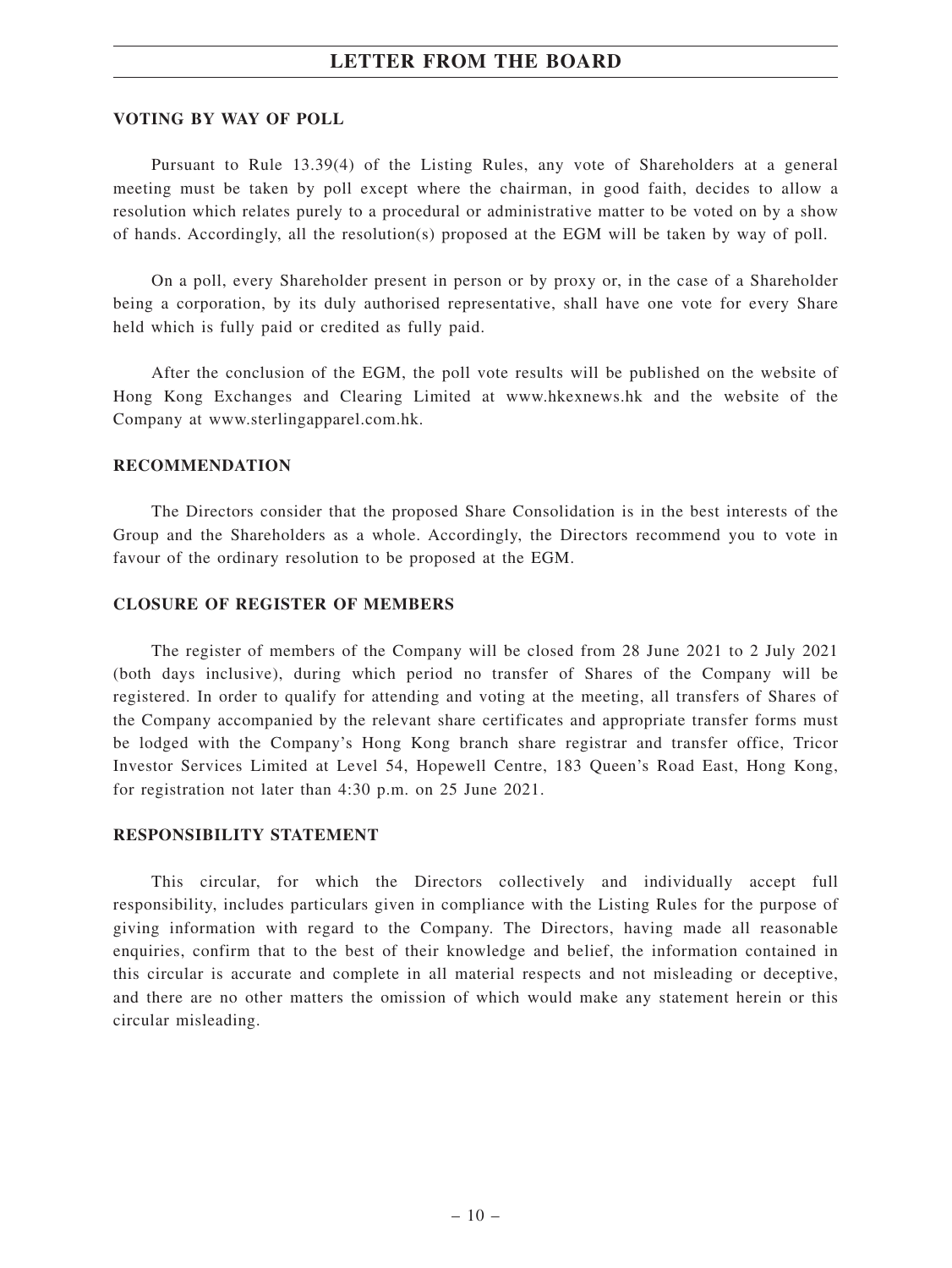## VOTING BY WAY OF POLL

Pursuant to Rule 13.39(4) of the Listing Rules, any vote of Shareholders at a general meeting must be taken by poll except where the chairman, in good faith, decides to allow a resolution which relates purely to a procedural or administrative matter to be voted on by a show of hands. Accordingly, all the resolution(s) proposed at the EGM will be taken by way of poll.

On a poll, every Shareholder present in person or by proxy or, in the case of a Shareholder being a corporation, by its duly authorised representative, shall have one vote for every Share held which is fully paid or credited as fully paid.

After the conclusion of the EGM, the poll vote results will be published on the website of Hong Kong Exchanges and Clearing Limited at www.hkexnews.hk and the website of the Company at www.sterlingapparel.com.hk.

## RECOMMENDATION

The Directors consider that the proposed Share Consolidation is in the best interests of the Group and the Shareholders as a whole. Accordingly, the Directors recommend you to vote in favour of the ordinary resolution to be proposed at the EGM.

## CLOSURE OF REGISTER OF MEMBERS

The register of members of the Company will be closed from 28 June 2021 to 2 July 2021 (both days inclusive), during which period no transfer of Shares of the Company will be registered. In order to qualify for attending and voting at the meeting, all transfers of Shares of the Company accompanied by the relevant share certificates and appropriate transfer forms must be lodged with the Company's Hong Kong branch share registrar and transfer office, Tricor Investor Services Limited at Level 54, Hopewell Centre, 183 Queen's Road East, Hong Kong, for registration not later than 4:30 p.m. on 25 June 2021.

## RESPONSIBILITY STATEMENT

This circular, for which the Directors collectively and individually accept full responsibility, includes particulars given in compliance with the Listing Rules for the purpose of giving information with regard to the Company. The Directors, having made all reasonable enquiries, confirm that to the best of their knowledge and belief, the information contained in this circular is accurate and complete in all material respects and not misleading or deceptive, and there are no other matters the omission of which would make any statement herein or this circular misleading.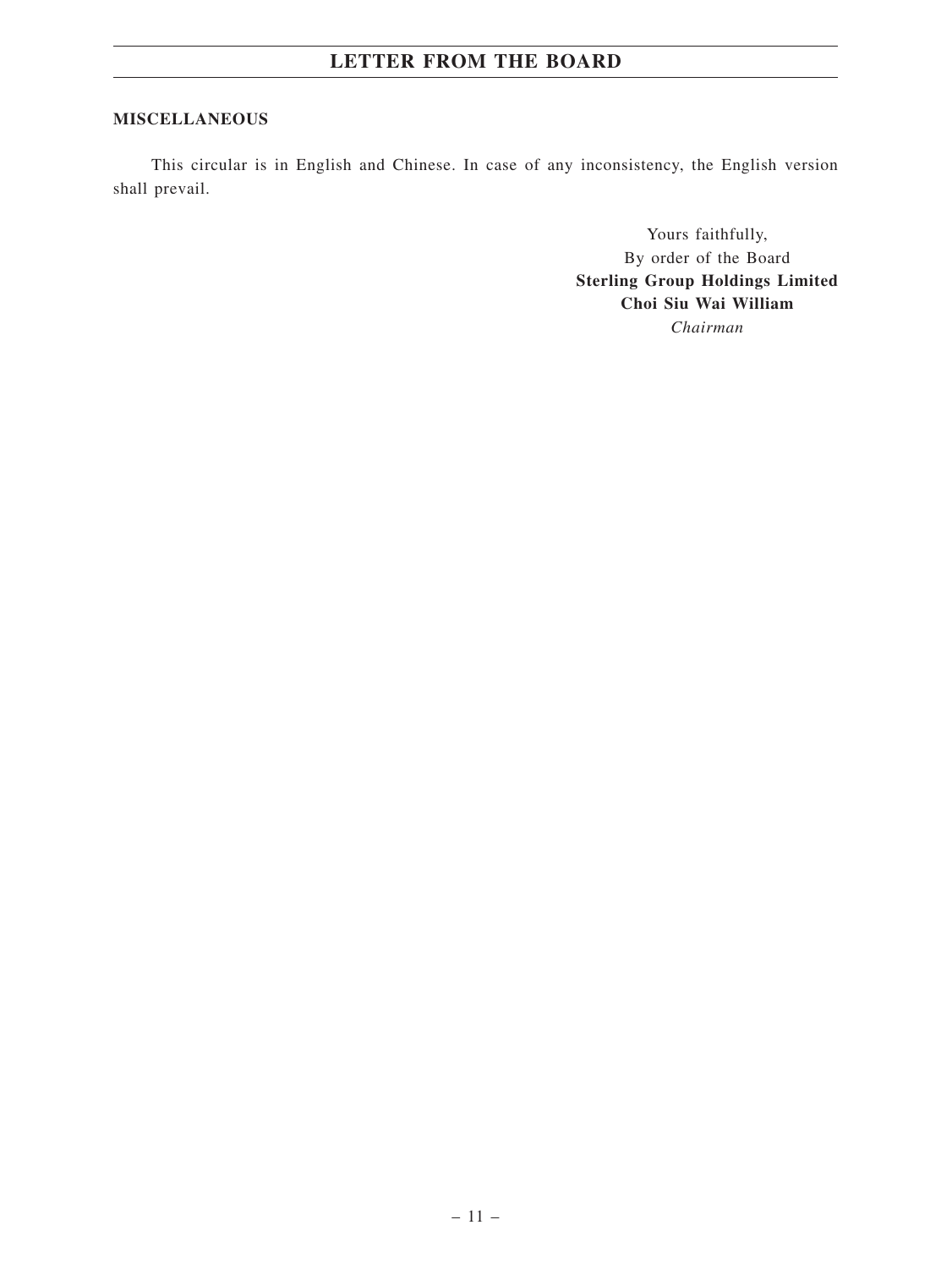**MISCELLANEOUS**

This circular is in English and Chinese. In case of any inconsistency, the English version shall prevail.

Yours faithfully,
By order of the Board
**Sterling Group Holdings Limited**
**Choi Siu Wai William**
*Chairman*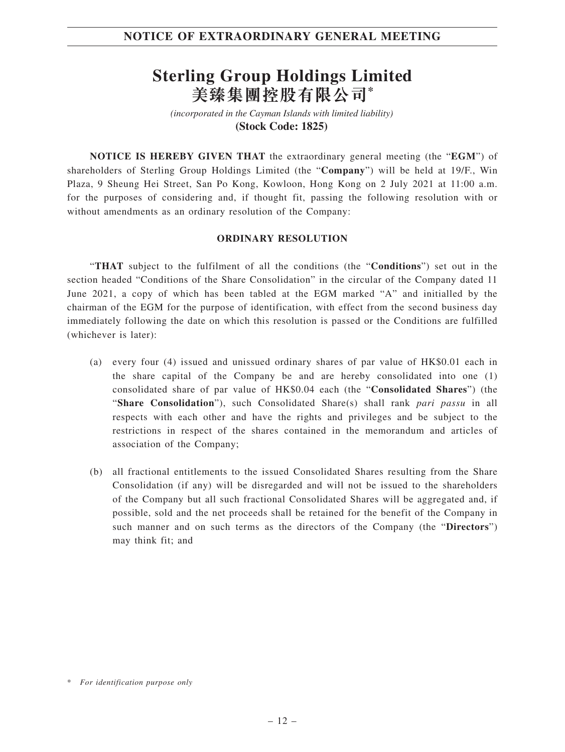**NOTICE OF EXTRAORDINARY GENERAL MEETING**

# Sterling Group Holdings Limited
# 美臻集團控股有限公司*

*(incorporated in the Cayman Islands with limited liability)*
**(Stock Code: 1825)**

**NOTICE IS HEREBY GIVEN THAT** the extraordinary general meeting (the "**EGM**") of shareholders of Sterling Group Holdings Limited (the "**Company**") will be held at 19/F., Win Plaza, 9 Sheung Hei Street, San Po Kong, Kowloon, Hong Kong on 2 July 2021 at 11:00 a.m. for the purposes of considering and, if thought fit, passing the following resolution with or without amendments as an ordinary resolution of the Company:

**ORDINARY RESOLUTION**

"**THAT** subject to the fulfilment of all the conditions (the "**Conditions**") set out in the section headed "Conditions of the Share Consolidation" in the circular of the Company dated 11 June 2021, a copy of which has been tabled at the EGM marked "A" and initialled by the chairman of the EGM for the purpose of identification, with effect from the second business day immediately following the date on which this resolution is passed or the Conditions are fulfilled (whichever is later):

(a) every four (4) issued and unissued ordinary shares of par value of HK$0.01 each in the share capital of the Company be and are hereby consolidated into one (1) consolidated share of par value of HK$0.04 each (the "**Consolidated Shares**") (the "**Share Consolidation**"), such Consolidated Share(s) shall rank *pari passu* in all respects with each other and have the rights and privileges and be subject to the restrictions in respect of the shares contained in the memorandum and articles of association of the Company;

(b) all fractional entitlements to the issued Consolidated Shares resulting from the Share Consolidation (if any) will be disregarded and will not be issued to the shareholders of the Company but all such fractional Consolidated Shares will be aggregated and, if possible, sold and the net proceeds shall be retained for the benefit of the Company in such manner and on such terms as the directors of the Company (the "**Directors**") may think fit; and

\* *For identification purpose only*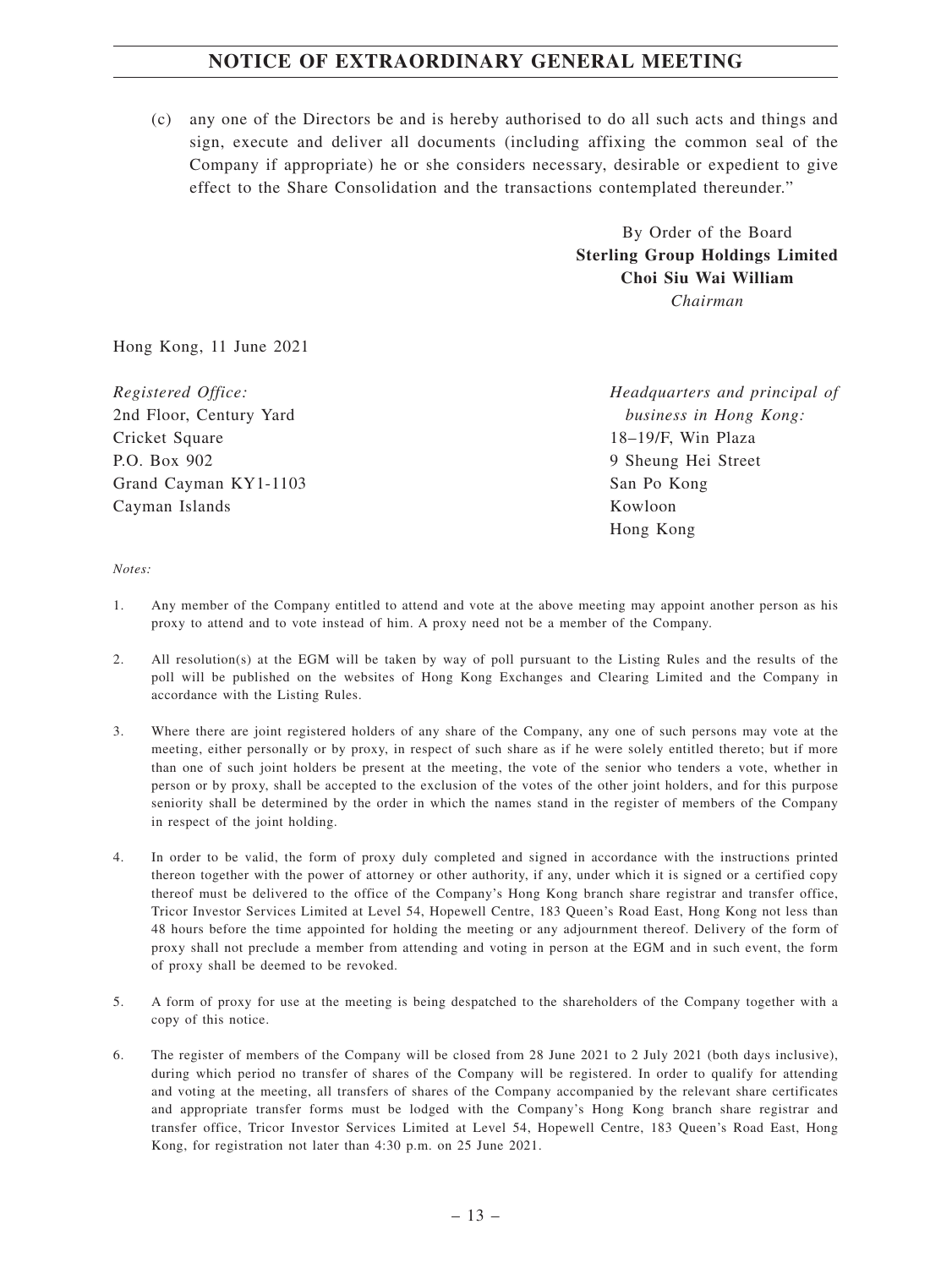(c) any one of the Directors be and is hereby authorised to do all such acts and things and sign, execute and deliver all documents (including affixing the common seal of the Company if appropriate) he or she considers necessary, desirable or expedient to give effect to the Share Consolidation and the transactions contemplated thereunder."

By Order of the Board
**Sterling Group Holdings Limited**
**Choi Siu Wai William**
*Chairman*

Hong Kong, 11 June 2021

*Registered Office:*
2nd Floor, Century Yard
Cricket Square
P.O. Box 902
Grand Cayman KY1-1103
Cayman Islands

*Headquarters and principal of business in Hong Kong:*
18–19/F, Win Plaza
9 Sheung Hei Street
San Po Kong
Kowloon
Hong Kong

*Notes:*

1. Any member of the Company entitled to attend and vote at the above meeting may appoint another person as his proxy to attend and to vote instead of him. A proxy need not be a member of the Company.

2. All resolution(s) at the EGM will be taken by way of poll pursuant to the Listing Rules and the results of the poll will be published on the websites of Hong Kong Exchanges and Clearing Limited and the Company in accordance with the Listing Rules.

3. Where there are joint registered holders of any share of the Company, any one of such persons may vote at the meeting, either personally or by proxy, in respect of such share as if he were solely entitled thereto; but if more than one of such joint holders be present at the meeting, the vote of the senior who tenders a vote, whether in person or by proxy, shall be accepted to the exclusion of the votes of the other joint holders, and for this purpose seniority shall be determined by the order in which the names stand in the register of members of the Company in respect of the joint holding.

4. In order to be valid, the form of proxy duly completed and signed in accordance with the instructions printed thereon together with the power of attorney or other authority, if any, under which it is signed or a certified copy thereof must be delivered to the office of the Company's Hong Kong branch share registrar and transfer office, Tricor Investor Services Limited at Level 54, Hopewell Centre, 183 Queen's Road East, Hong Kong not less than 48 hours before the time appointed for holding the meeting or any adjournment thereof. Delivery of the form of proxy shall not preclude a member from attending and voting in person at the EGM and in such event, the form of proxy shall be deemed to be revoked.

5. A form of proxy for use at the meeting is being despatched to the shareholders of the Company together with a copy of this notice.

6. The register of members of the Company will be closed from 28 June 2021 to 2 July 2021 (both days inclusive), during which period no transfer of shares of the Company will be registered. In order to qualify for attending and voting at the meeting, all transfers of shares of the Company accompanied by the relevant share certificates and appropriate transfer forms must be lodged with the Company's Hong Kong branch share registrar and transfer office, Tricor Investor Services Limited at Level 54, Hopewell Centre, 183 Queen's Road East, Hong Kong, for registration not later than 4:30 p.m. on 25 June 2021.